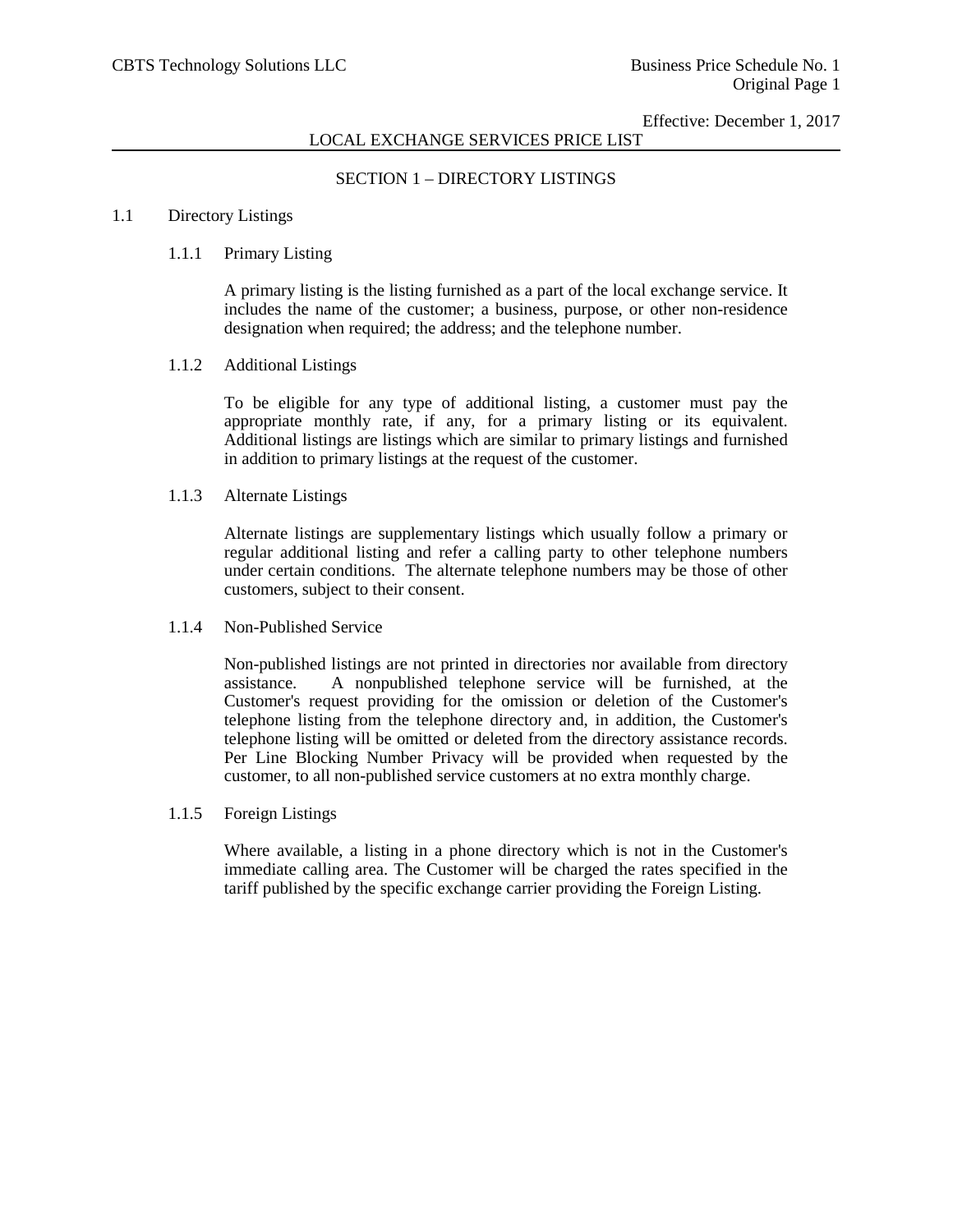# LOCAL EXCHANGE SERVICES PRICE LIST

## SECTION 1 – DIRECTORY LISTINGS

### 1.1 Directory Listings

#### 1.1.1 Primary Listing

A primary listing is the listing furnished as a part of the local exchange service. It includes the name of the customer; a business, purpose, or other non-residence designation when required; the address; and the telephone number.

#### 1.1.2 Additional Listings

To be eligible for any type of additional listing, a customer must pay the appropriate monthly rate, if any, for a primary listing or its equivalent. Additional listings are listings which are similar to primary listings and furnished in addition to primary listings at the request of the customer.

#### 1.1.3 Alternate Listings

Alternate listings are supplementary listings which usually follow a primary or regular additional listing and refer a calling party to other telephone numbers under certain conditions. The alternate telephone numbers may be those of other customers, subject to their consent.

#### 1.1.4 Non-Published Service

Non-published listings are not printed in directories nor available from directory assistance. A nonpublished telephone service will be furnished, at the Customer's request providing for the omission or deletion of the Customer's telephone listing from the telephone directory and, in addition, the Customer's telephone listing will be omitted or deleted from the directory assistance records. Per Line Blocking Number Privacy will be provided when requested by the customer, to all non-published service customers at no extra monthly charge.

#### 1.1.5 Foreign Listings

Where available, a listing in a phone directory which is not in the Customer's immediate calling area. The Customer will be charged the rates specified in the tariff published by the specific exchange carrier providing the Foreign Listing.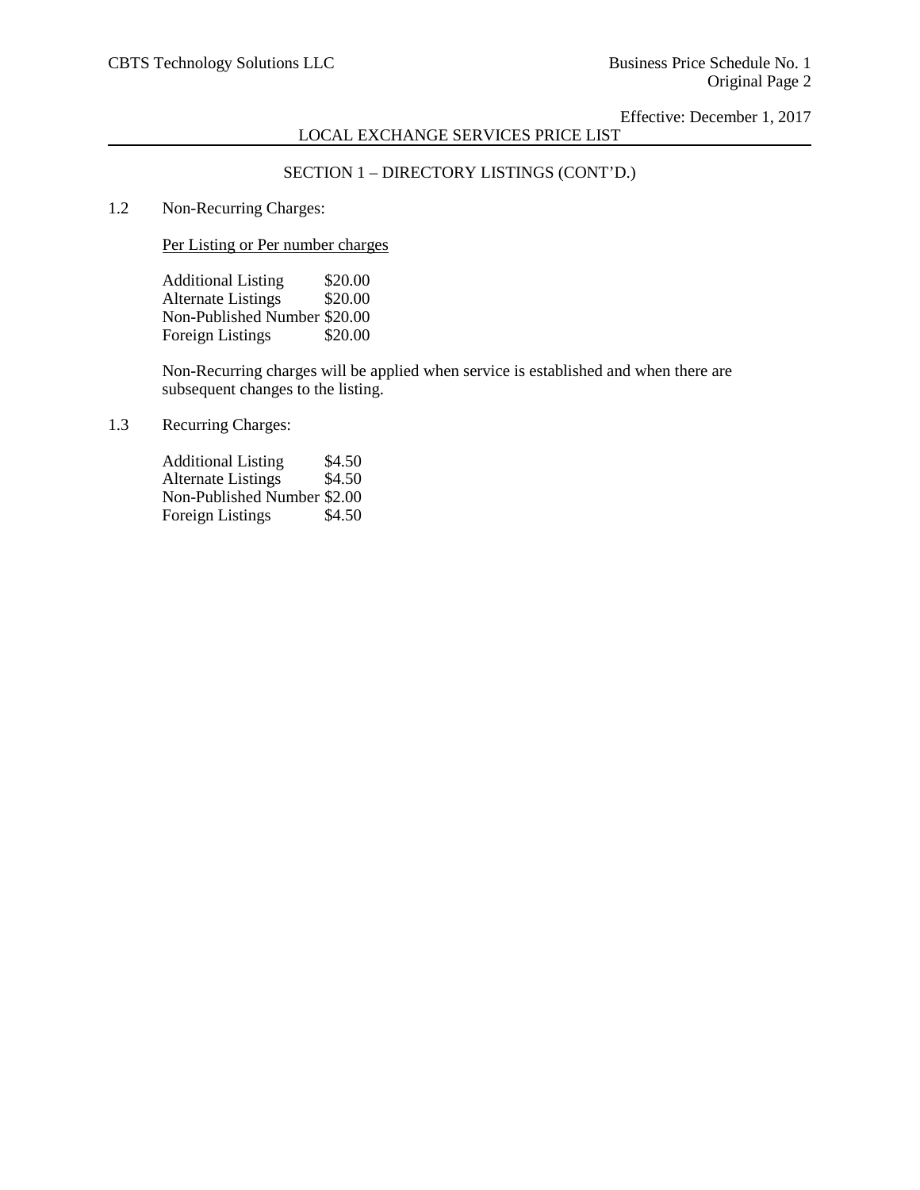## SECTION 1 – DIRECTORY LISTINGS (CONT'D.)

1.2 Non-Recurring Charges:

Per Listing or Per number charges

| | |
|---|---|
| Additional Listing | $20.00 |
| Alternate Listings | $20.00 |
| Non-Published Number | $20.00 |
| Foreign Listings | $20.00 |

Non-Recurring charges will be applied when service is established and when there are subsequent changes to the listing.

1.3 Recurring Charges:

| | |
|---|---|
| Additional Listing | $4.50 |
| Alternate Listings | $4.50 |
| Non-Published Number | $2.00 |
| Foreign Listings | $4.50 |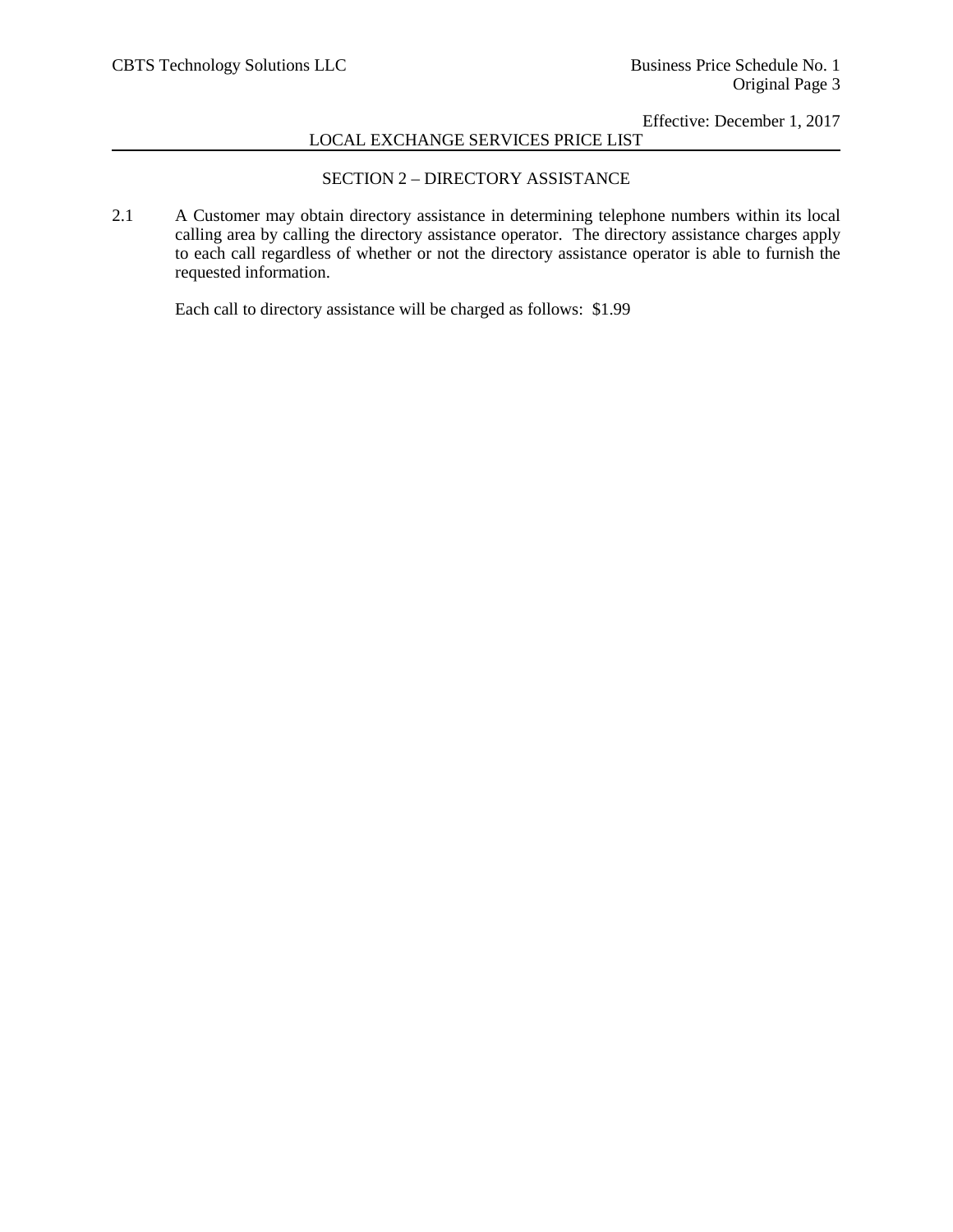## SECTION 2 – DIRECTORY ASSISTANCE

2.1 A Customer may obtain directory assistance in determining telephone numbers within its local calling area by calling the directory assistance operator. The directory assistance charges apply to each call regardless of whether or not the directory assistance operator is able to furnish the requested information.

Each call to directory assistance will be charged as follows: $1.99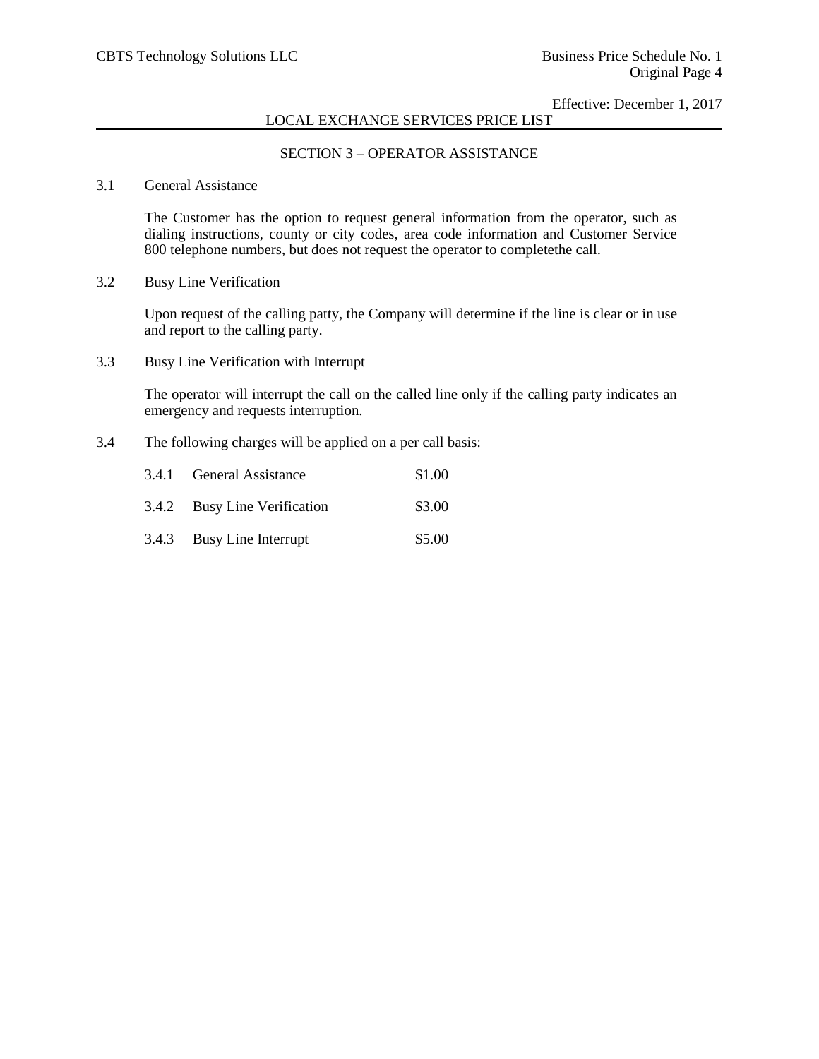## SECTION 3 – OPERATOR ASSISTANCE

3.1 General Assistance

The Customer has the option to request general information from the operator, such as dialing instructions, county or city codes, area code information and Customer Service 800 telephone numbers, but does not request the operator to completethe call.

3.2 Busy Line Verification

Upon request of the calling patty, the Company will determine if the line is clear or in use and report to the calling party.

3.3 Busy Line Verification with Interrupt

The operator will interrupt the call on the called line only if the calling party indicates an emergency and requests interruption.

3.4 The following charges will be applied on a per call basis:

| | | |
|---|---|---|
| 3.4.1 | General Assistance | $1.00 |
| 3.4.2 | Busy Line Verification | $3.00 |
| 3.4.3 | Busy Line Interrupt | $5.00 |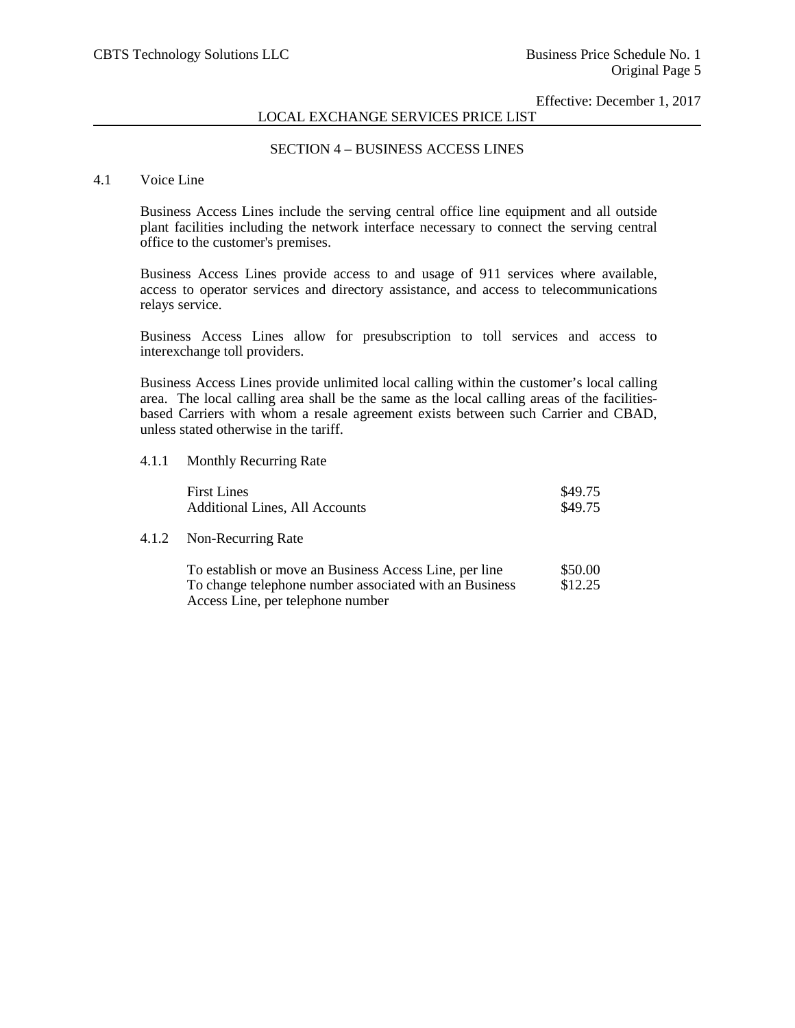## LOCAL EXCHANGE SERVICES PRICE LIST

### SECTION 4 – BUSINESS ACCESS LINES

#### 4.1 Voice Line

Business Access Lines include the serving central office line equipment and all outside plant facilities including the network interface necessary to connect the serving central office to the customer's premises.

Business Access Lines provide access to and usage of 911 services where available, access to operator services and directory assistance, and access to telecommunications relays service.

Business Access Lines allow for presubscription to toll services and access to interexchange toll providers.

Business Access Lines provide unlimited local calling within the customer's local calling area. The local calling area shall be the same as the local calling areas of the facilities-based Carriers with whom a resale agreement exists between such Carrier and CBAD, unless stated otherwise in the tariff.

##### 4.1.1 Monthly Recurring Rate

| | |
|---|---|
| First Lines | $49.75 |
| Additional Lines, All Accounts | $49.75 |

##### 4.1.2 Non-Recurring Rate

| | |
|---|---|
| To establish or move an Business Access Line, per line | $50.00 |
| To change telephone number associated with an Business Access Line, per telephone number | $12.25 |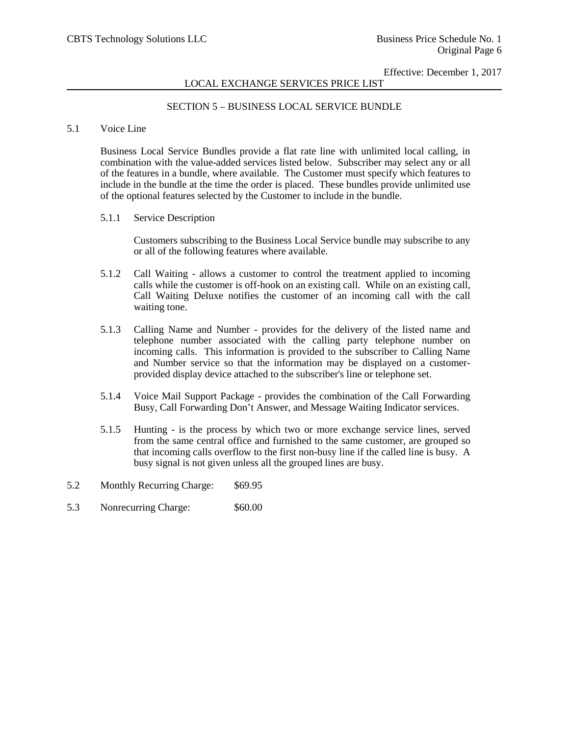## LOCAL EXCHANGE SERVICES PRICE LIST

### SECTION 5 – BUSINESS LOCAL SERVICE BUNDLE

5.1 Voice Line

Business Local Service Bundles provide a flat rate line with unlimited local calling, in combination with the value-added services listed below. Subscriber may select any or all of the features in a bundle, where available. The Customer must specify which features to include in the bundle at the time the order is placed. These bundles provide unlimited use of the optional features selected by the Customer to include in the bundle.

5.1.1 Service Description

Customers subscribing to the Business Local Service bundle may subscribe to any or all of the following features where available.

5.1.2 Call Waiting - allows a customer to control the treatment applied to incoming calls while the customer is off-hook on an existing call. While on an existing call, Call Waiting Deluxe notifies the customer of an incoming call with the call waiting tone.

5.1.3 Calling Name and Number - provides for the delivery of the listed name and telephone number associated with the calling party telephone number on incoming calls. This information is provided to the subscriber to Calling Name and Number service so that the information may be displayed on a customer-provided display device attached to the subscriber's line or telephone set.

5.1.4 Voice Mail Support Package - provides the combination of the Call Forwarding Busy, Call Forwarding Don't Answer, and Message Waiting Indicator services.

5.1.5 Hunting - is the process by which two or more exchange service lines, served from the same central office and furnished to the same customer, are grouped so that incoming calls overflow to the first non-busy line if the called line is busy. A busy signal is not given unless all the grouped lines are busy.

5.2 Monthly Recurring Charge: $69.95

5.3 Nonrecurring Charge: $60.00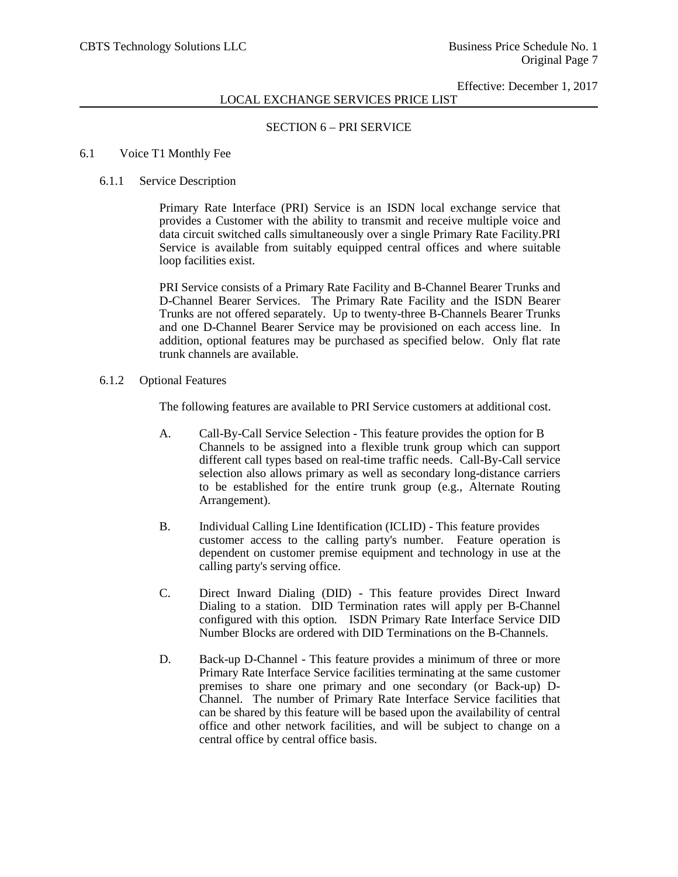## SECTION 6 – PRI SERVICE

### 6.1 Voice T1 Monthly Fee

#### 6.1.1 Service Description

Primary Rate Interface (PRI) Service is an ISDN local exchange service that provides a Customer with the ability to transmit and receive multiple voice and data circuit switched calls simultaneously over a single Primary Rate Facility.PRI Service is available from suitably equipped central offices and where suitable loop facilities exist.

PRI Service consists of a Primary Rate Facility and B-Channel Bearer Trunks and D-Channel Bearer Services. The Primary Rate Facility and the ISDN Bearer Trunks are not offered separately. Up to twenty-three B-Channels Bearer Trunks and one D-Channel Bearer Service may be provisioned on each access line. In addition, optional features may be purchased as specified below. Only flat rate trunk channels are available.

#### 6.1.2 Optional Features

The following features are available to PRI Service customers at additional cost.

A. Call-By-Call Service Selection - This feature provides the option for B Channels to be assigned into a flexible trunk group which can support different call types based on real-time traffic needs. Call-By-Call service selection also allows primary as well as secondary long-distance carriers to be established for the entire trunk group (e.g., Alternate Routing Arrangement).

B. Individual Calling Line Identification (ICLID) - This feature provides customer access to the calling party's number. Feature operation is dependent on customer premise equipment and technology in use at the calling party's serving office.

C. Direct Inward Dialing (DID) - This feature provides Direct Inward Dialing to a station. DID Termination rates will apply per B-Channel configured with this option. ISDN Primary Rate Interface Service DID Number Blocks are ordered with DID Terminations on the B-Channels.

D. Back-up D-Channel - This feature provides a minimum of three or more Primary Rate Interface Service facilities terminating at the same customer premises to share one primary and one secondary (or Back-up) D-Channel. The number of Primary Rate Interface Service facilities that can be shared by this feature will be based upon the availability of central office and other network facilities, and will be subject to change on a central office by central office basis.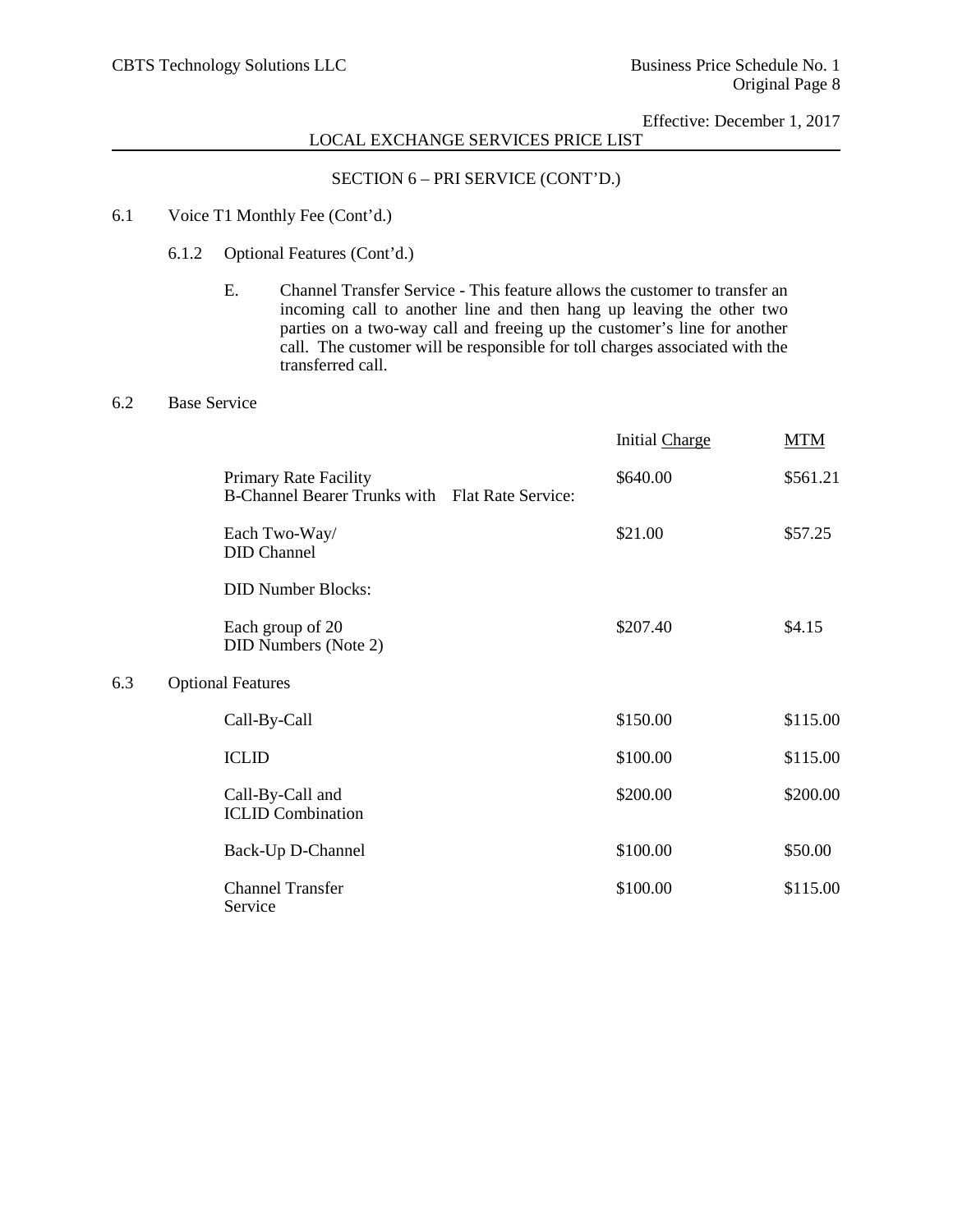## SECTION 6 – PRI SERVICE (CONT'D.)

### 6.1 Voice T1 Monthly Fee (Cont'd.)

#### 6.1.2 Optional Features (Cont'd.)

E. Channel Transfer Service - This feature allows the customer to transfer an incoming call to another line and then hang up leaving the other two parties on a two-way call and freeing up the customer's line for another call. The customer will be responsible for toll charges associated with the transferred call.

### 6.2 Base Service

| | Initial Charge | MTM |
|---|---|---|
| Primary Rate Facility<br>B-Channel Bearer Trunks with Flat Rate Service: | $640.00 | $561.21 |
| Each Two-Way/<br>DID Channel | $21.00 | $57.25 |
| DID Number Blocks: | | |
| Each group of 20<br>DID Numbers (Note 2) | $207.40 | $4.15 |

### 6.3 Optional Features

| | Initial Charge | MTM |
|---|---|---|
| Call-By-Call | $150.00 | $115.00 |
| ICLID | $100.00 | $115.00 |
| Call-By-Call and<br>ICLID Combination | $200.00 | $200.00 |
| Back-Up D-Channel | $100.00 | $50.00 |
| Channel Transfer<br>Service | $100.00 | $115.00 |